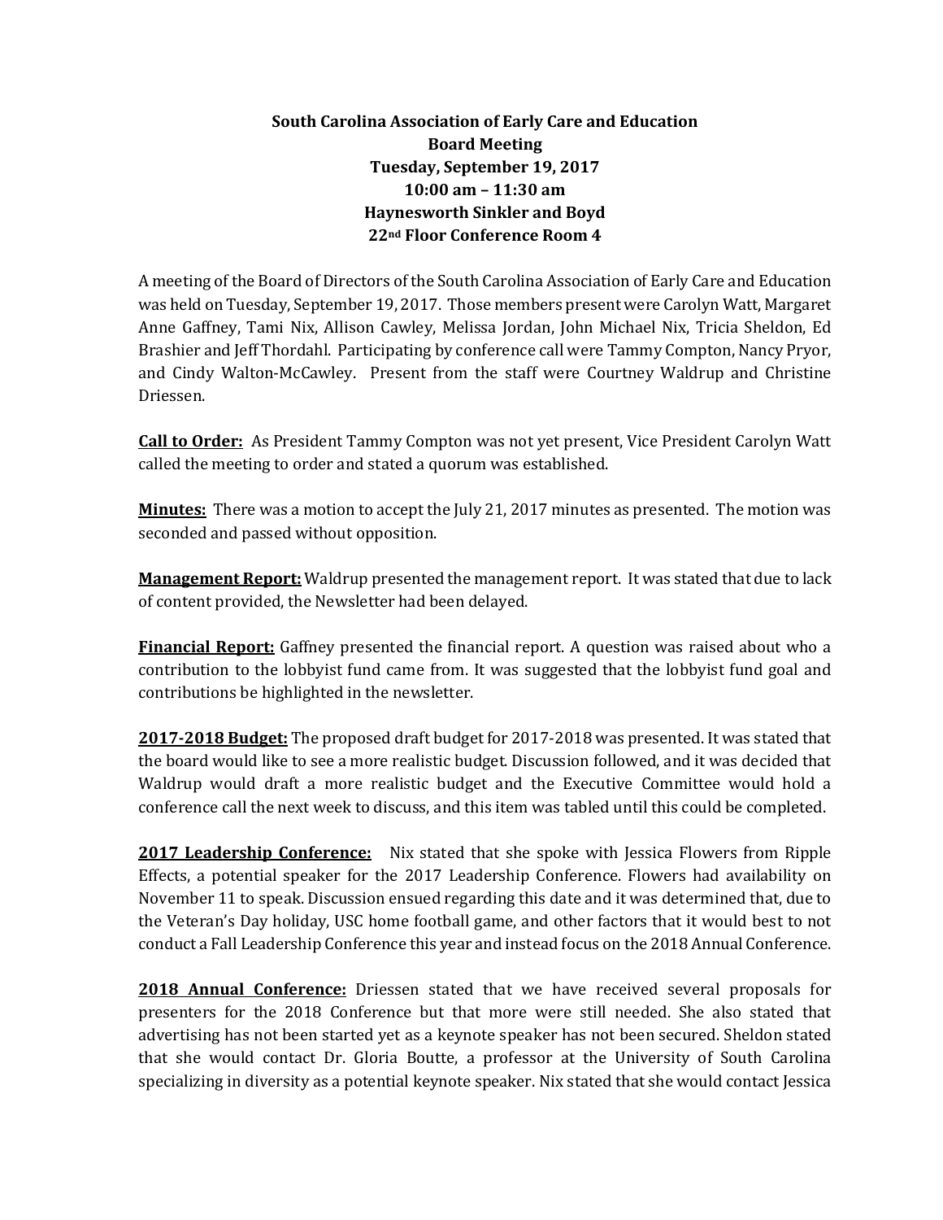**South Carolina Association of Early Care and Education**
**Board Meeting**
**Tuesday, September 19, 2017**
**10:00 am – 11:30 am**
**Haynesworth Sinkler and Boyd**
**22nd Floor Conference Room 4**

A meeting of the Board of Directors of the South Carolina Association of Early Care and Education was held on Tuesday, September 19, 2017. Those members present were Carolyn Watt, Margaret Anne Gaffney, Tami Nix, Allison Cawley, Melissa Jordan, John Michael Nix, Tricia Sheldon, Ed Brashier and Jeff Thordahl. Participating by conference call were Tammy Compton, Nancy Pryor, and Cindy Walton-McCawley. Present from the staff were Courtney Waldrup and Christine Driessen.

**Call to Order:** As President Tammy Compton was not yet present, Vice President Carolyn Watt called the meeting to order and stated a quorum was established.

**Minutes:** There was a motion to accept the July 21, 2017 minutes as presented. The motion was seconded and passed without opposition.

**Management Report:** Waldrup presented the management report. It was stated that due to lack of content provided, the Newsletter had been delayed.

**Financial Report:** Gaffney presented the financial report. A question was raised about who a contribution to the lobbyist fund came from. It was suggested that the lobbyist fund goal and contributions be highlighted in the newsletter.

**2017-2018 Budget:** The proposed draft budget for 2017-2018 was presented. It was stated that the board would like to see a more realistic budget. Discussion followed, and it was decided that Waldrup would draft a more realistic budget and the Executive Committee would hold a conference call the next week to discuss, and this item was tabled until this could be completed.

**2017 Leadership Conference:** Nix stated that she spoke with Jessica Flowers from Ripple Effects, a potential speaker for the 2017 Leadership Conference. Flowers had availability on November 11 to speak. Discussion ensued regarding this date and it was determined that, due to the Veteran's Day holiday, USC home football game, and other factors that it would best to not conduct a Fall Leadership Conference this year and instead focus on the 2018 Annual Conference.

**2018 Annual Conference:** Driessen stated that we have received several proposals for presenters for the 2018 Conference but that more were still needed. She also stated that advertising has not been started yet as a keynote speaker has not been secured. Sheldon stated that she would contact Dr. Gloria Boutte, a professor at the University of South Carolina specializing in diversity as a potential keynote speaker. Nix stated that she would contact Jessica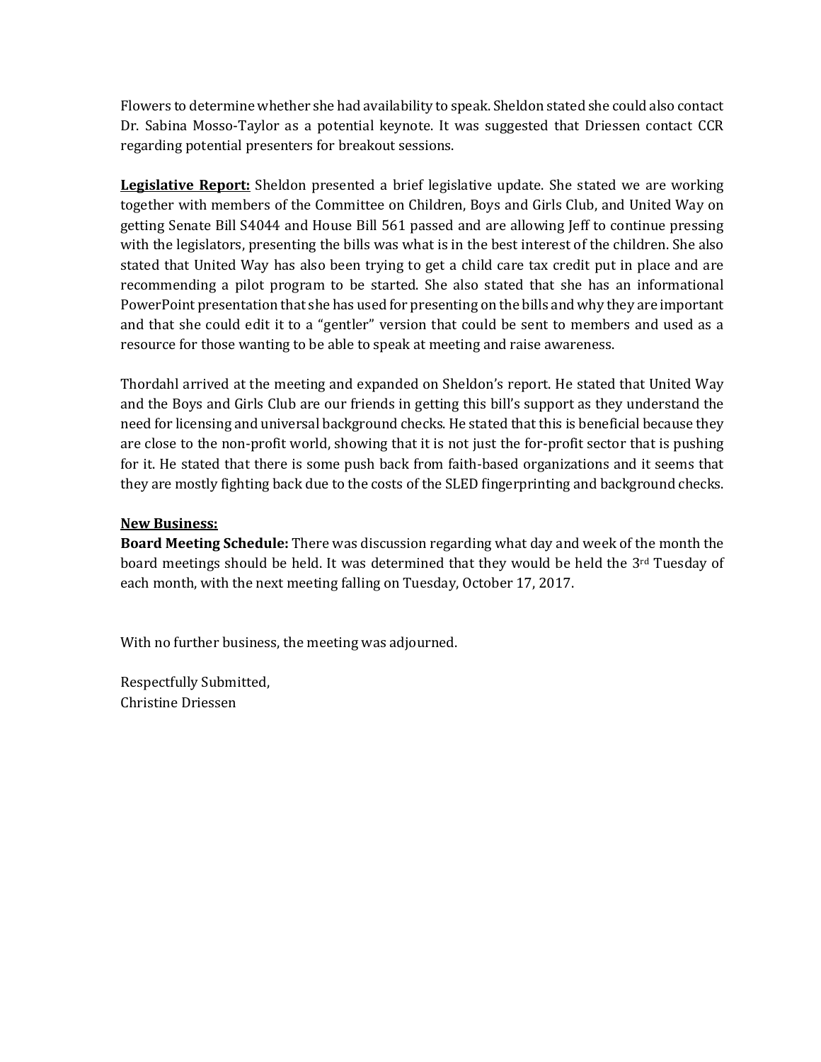Flowers to determine whether she had availability to speak. Sheldon stated she could also contact Dr. Sabina Mosso-Taylor as a potential keynote. It was suggested that Driessen contact CCR regarding potential presenters for breakout sessions.

**Legislative Report:** Sheldon presented a brief legislative update. She stated we are working together with members of the Committee on Children, Boys and Girls Club, and United Way on getting Senate Bill S4044 and House Bill 561 passed and are allowing Jeff to continue pressing with the legislators, presenting the bills was what is in the best interest of the children. She also stated that United Way has also been trying to get a child care tax credit put in place and are recommending a pilot program to be started. She also stated that she has an informational PowerPoint presentation that she has used for presenting on the bills and why they are important and that she could edit it to a "gentler" version that could be sent to members and used as a resource for those wanting to be able to speak at meeting and raise awareness.

Thordahl arrived at the meeting and expanded on Sheldon's report. He stated that United Way and the Boys and Girls Club are our friends in getting this bill's support as they understand the need for licensing and universal background checks. He stated that this is beneficial because they are close to the non-profit world, showing that it is not just the for-profit sector that is pushing for it. He stated that there is some push back from faith-based organizations and it seems that they are mostly fighting back due to the costs of the SLED fingerprinting and background checks.

**New Business:**

**Board Meeting Schedule:** There was discussion regarding what day and week of the month the board meetings should be held. It was determined that they would be held the 3rd Tuesday of each month, with the next meeting falling on Tuesday, October 17, 2017.

With no further business, the meeting was adjourned.

Respectfully Submitted,
Christine Driessen